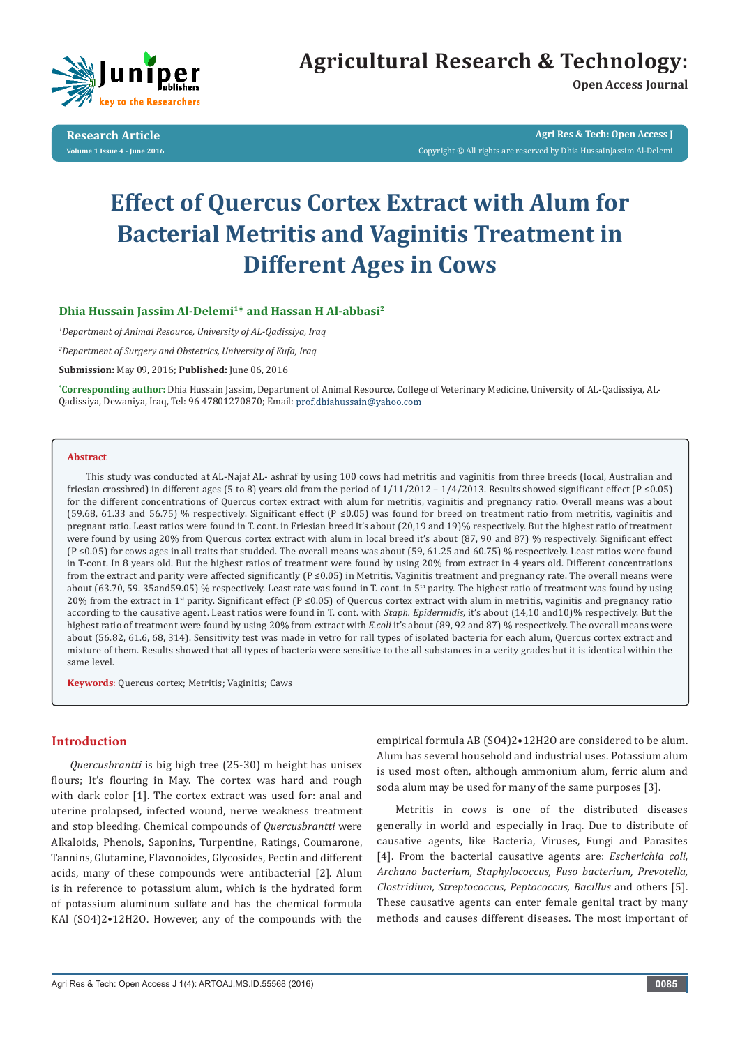# Effect of Quercus Cortex Extract with Alum for Bacterial Metritis and Vaginitis Treatment in Different Ages in Cows

**Dhia Hussain Jassim Al-Delemi[1]\* and Hassan H Al-abbasi[2]**

*[1]Department of Animal Resource, University of AL-Qadissiya, Iraq*

*[2]Department of Surgery and Obstetrics, University of Kufa, Iraq*

**Submission:** May 09, 2016; **Published:** June 06, 2016

**\*Corresponding author:** Dhia Hussain Jassim, Department of Animal Resource, College of Veterinary Medicine, University of AL-Qadissiya, AL-Qadissiya, Dewaniya, Iraq, Tel: 96 47801270870; Email: prof.dhiahussain@yahoo.com

## Abstract

This study was conducted at AL-Najaf AL- ashraf by using 100 cows had metritis and vaginitis from three breeds (local, Australian and friesian crossbred) in different ages (5 to 8) years old from the period of 1/11/2012 – 1/4/2013. Results showed significant effect ($P \leq 0.05$) for the different concentrations of Quercus cortex extract with alum for metritis, vaginitis and pregnancy ratio. Overall means was about (59.68, 61.33 and 56.75) % respectively. Significant effect ($P \leq 0.05$) was found for breed on treatment ratio from metritis, vaginitis and pregnant ratio. Least ratios were found in T. cont. in Friesian breed it's about (20,19 and 19)% respectively. But the highest ratio of treatment were found by using 20% from Quercus cortex extract with alum in local breed it's about (87, 90 and 87) % respectively. Significant effect ($P \leq 0.05$) for cows ages in all traits that studded. The overall means was about (59, 61.25 and 60.75) % respectively. Least ratios were found in T-cont. In 8 years old. But the highest ratios of treatment were found by using 20% from extract in 4 years old. Different concentrations from the extract and parity were affected significantly ($P \leq 0.05$) in Metritis, Vaginitis treatment and pregnancy rate. The overall means were about (63.70, 59. 35and59.05) % respectively. Least rate was found in T. cont. in 5th parity. The highest ratio of treatment was found by using 20% from the extract in 1st parity. Significant effect ($P \leq 0.05$) of Quercus cortex extract with alum in metritis, vaginitis and pregnancy ratio according to the causative agent. Least ratios were found in T. cont. with *Staph. Epidermidis*, it's about (14,10 and10)% respectively. But the highest ratio of treatment were found by using 20% from extract with *E.coli* it's about (89, 92 and 87) % respectively. The overall means were about (56.82, 61.6, 68, 314). Sensitivity test was made in vetro for rall types of isolated bacteria for each alum, Quercus cortex extract and mixture of them. Results showed that all types of bacteria were sensitive to the all substances in a verity grades but it is identical within the same level.

**Keywords**: Quercus cortex; Metritis; Vaginitis; Caws

## Introduction

*Quercusbrantti* is big high tree (25-30) m height has unisex flours; It's flouring in May. The cortex was hard and rough with dark color [1]. The cortex extract was used for: anal and uterine prolapsed, infected wound, nerve weakness treatment and stop bleeding. Chemical compounds of *Quercusbrantti* were Alkaloids, Phenols, Saponins, Turpentine, Ratings, Coumarone, Tannins, Glutamine, Flavonoides, Glycosides, Pectin and different acids, many of these compounds were antibacterial [2]. Alum is in reference to potassium alum, which is the hydrated form of potassium aluminum sulfate and has the chemical formula $KAl(SO_4)_2 \cdot 12H_2O$. However, any of the compounds with the empirical formula $AB(SO_4)_2 \cdot 12H_2O$ are considered to be alum. Alum has several household and industrial uses. Potassium alum is used most often, although ammonium alum, ferric alum and soda alum may be used for many of the same purposes [3].

Metritis in cows is one of the distributed diseases generally in world and especially in Iraq. Due to distribute of causative agents, like Bacteria, Viruses, Fungi and Parasites [4]. From the bacterial causative agents are: *Escherichia coli, Archano bacterium, Staphylococcus, Fuso bacterium, Prevotella, Clostridium, Streptococcus, Peptococcus, Bacillus* and others [5]. These causative agents can enter female genital tract by many methods and causes different diseases. The most important of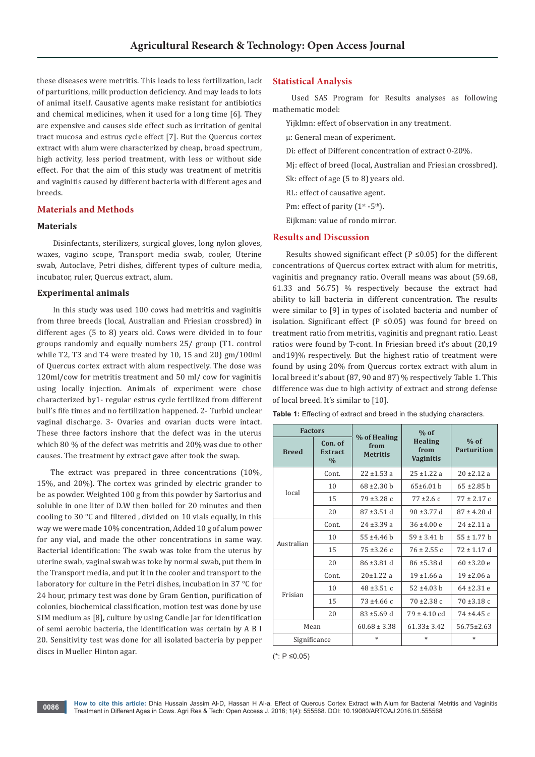these diseases were metritis. This leads to less fertilization, lack of parturitions, milk production deficiency. And may leads to lots of animal itself. Causative agents make resistant for antibiotics and chemical medicines, when it used for a long time [6]. They are expensive and causes side effect such as irritation of genital tract mucosa and estrus cycle effect [7]. But the Quercus cortex extract with alum were characterized by cheap, broad spectrum, high activity, less period treatment, with less or without side effect. For that the aim of this study was treatment of metritis and vaginitis caused by different bacteria with different ages and breeds.

## Materials and Methods

### Materials

Disinfectants, sterilizers, surgical gloves, long nylon gloves, waxes, vagino scope, Transport media swab, cooler, Uterine swab, Autoclave, Petri dishes, different types of culture media, incubator, ruler, Quercus extract, alum.

### Experimental animals

In this study was used 100 cows had metritis and vaginitis from three breeds (local, Australian and Friesian crossbred) in different ages (5 to 8) years old. Cows were divided in to four groups randomly and equally numbers 25/ group (T1. control while T2, T3 and T4 were treated by 10, 15 and 20) gm/100ml of Quercus cortex extract with alum respectively. The dose was 120ml/cow for metritis treatment and 50 ml/ cow for vaginitis using locally injection. Animals of experiment were chose characterized by1- regular estrus cycle fertilized from different bull's fife times and no fertilization happened. 2- Turbid unclear vaginal discharge. 3- Ovaries and ovarian ducts were intact. These three factors inshore that the defect was in the uterus which 80 % of the defect was metritis and 20% was due to other causes. The treatment by extract gave after took the swap.

The extract was prepared in three concentrations (10%, 15%, and 20%). The cortex was grinded by electric grander to be as powder. Weighted 100 g from this powder by Sartorius and soluble in one liter of D.W then boiled for 20 minutes and then cooling to 30 °C and filtered , divided on 10 vials equally, in this way we were made 10% concentration, Added 10 g of alum power for any vial, and made the other concentrations in same way. Bacterial identification: The swab was toke from the uterus by uterine swab, vaginal swab was toke by normal swab, put them in the Transport media, and put it in the cooler and transport to the laboratory for culture in the Petri dishes, incubation in 37 °C for 24 hour, primary test was done by Gram Gention, purification of colonies, biochemical classification, motion test was done by use SIM medium as [8], culture by using Candle Jar for identification of semi aerobic bacteria, the identification was certain by A B I 20. Sensitivity test was done for all isolated bacteria by pepper discs in Mueller Hinton agar.

## Statistical Analysis

Used SAS Program for Results analyses as following mathematic model:

Yijklmn: effect of observation in any treatment.

µ: General mean of experiment.

Di: effect of Different concentration of extract 0-20%.

Mj: effect of breed (local, Australian and Friesian crossbred).

Sk: effect of age (5 to 8) years old.

RL: effect of causative agent.

Pm: effect of parity ($1^{st}$ -$5^{th}$).

Eijkman: value of rondo mirror.

## Results and Discussion

Results showed significant effect (P ≤0.05) for the different concentrations of Quercus cortex extract with alum for metritis, vaginitis and pregnancy ratio. Overall means was about (59.68, 61.33 and 56.75) % respectively because the extract had ability to kill bacteria in different concentration. The results were similar to [9] in types of isolated bacteria and number of isolation. Significant effect (P ≤0.05) was found for breed on treatment ratio from metritis, vaginitis and pregnant ratio. Least ratios were found by T-cont. In Friesian breed it's about (20,19 and19)% respectively. But the highest ratio of treatment were found by using 20% from Quercus cortex extract with alum in local breed it's about (87, 90 and 87) % respectively Table 1. This difference was due to high activity of extract and strong defense of local breed. It's similar to [10].

**Table 1:** Effecting of extract and breed in the studying characters.

| Factors | | % of Healing from Metritis | % of Healing from Vaginitis | % of Parturition |
|---|---|---|---|---|
| Breed | Con. of Extract % | | | |
| local | Cont. | 22 ±1.53 a | 25 ±1.22 a | 20 ±2.12 a |
| | 10 | 68 ±2.30 b | 65±6.01 b | 65 ±2.85 b |
| | 15 | 79 ±3.28 c | 77 ±2.6 c | 77 ± 2.17 c |
| | 20 | 87 ±3.51 d | 90 ±3.77 d | 87 ± 4.20 d |
| Australian | Cont. | 24 ±3.39 a | 36 ±4.00 e | 24 ±2.11 a |
| | 10 | 55 ±4.46 b | 59 ± 3.41 b | 55 ± 1.77 b |
| | 15 | 75 ±3.26 c | 76 ± 2.55 c | 72 ± 1.17 d |
| | 20 | 86 ±3.81 d | 86 ±5.38 d | 60 ±3.20 e |
| Frisian | Cont. | 20±1.22 a | 19 ±1.66 a | 19 ±2.06 a |
| | 10 | 48 ±3.51 c | 52 ±4.03 b | 64 ±2.31 e |
| | 15 | 73 ±4.66 c | 70 ±2.38 c | 70 ±3.18 c |
| | 20 | 83 ±5.69 d | 79 ± 4.10 cd | 74 ±4.45 c |
| Mean | | 60.68 ± 3.38 | 61.33± 3.42 | 56.75±2.63 |
| Significance | | * | * | * |

(*: P ≤0.05)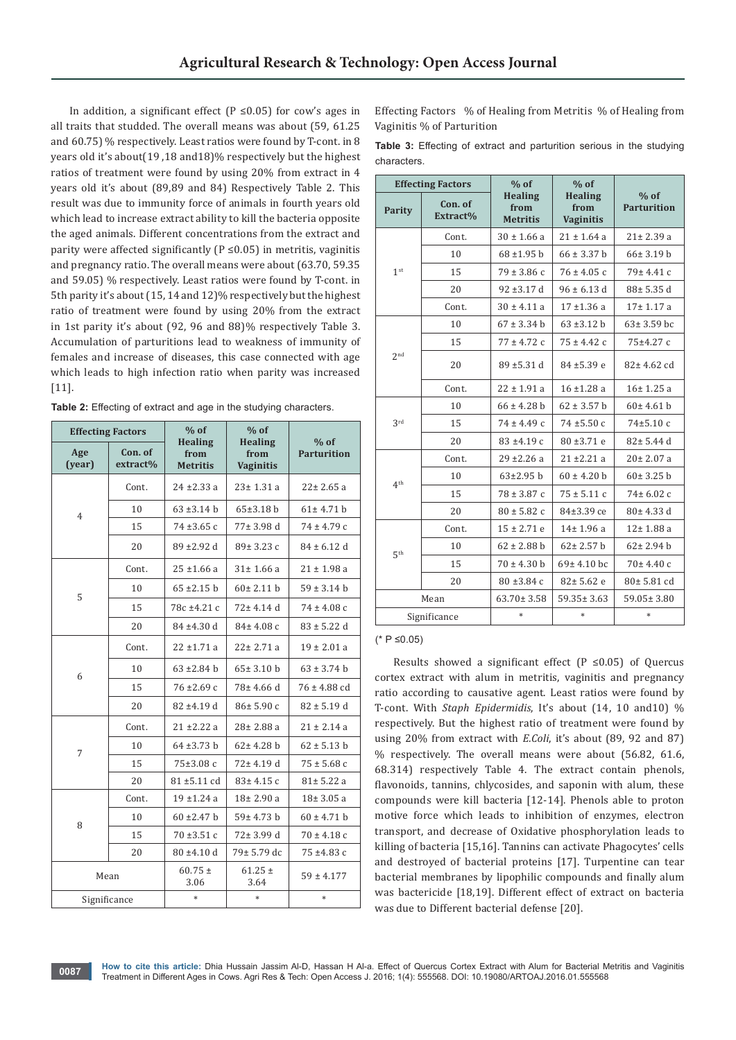In addition, a significant effect (P ≤0.05) for cow's ages in all traits that studded. The overall means was about (59, 61.25 and 60.75) % respectively. Least ratios were found by T-cont. in 8 years old it's about(19 ,18 and18)% respectively but the highest ratios of treatment were found by using 20% from extract in 4 years old it's about (89,89 and 84) Respectively Table 2. This result was due to immunity force of animals in fourth years old which lead to increase extract ability to kill the bacteria opposite the aged animals. Different concentrations from the extract and parity were affected significantly (P ≤0.05) in metritis, vaginitis and pregnancy ratio. The overall means were about (63.70, 59.35 and 59.05) % respectively. Least ratios were found by T-cont. in 5th parity it's about (15, 14 and 12)% respectively but the highest ratio of treatment were found by using 20% from the extract in 1st parity it's about (92, 96 and 88)% respectively Table 3. Accumulation of parturitions lead to weakness of immunity of females and increase of diseases, this case connected with age which leads to high infection ratio when parity was increased [11].

**Table 2:** Effecting of extract and age in the studying characters.

| Effecting Factors | | % of Healing from Metritis | % of Healing from Vaginitis | % of Parturition |
|---|---|---|---|---|
| Age (year) | Con. of extract% | | | |
| 4 | Cont. | 24 ±2.33 a | 23± 1.31 a | 22± 2.65 a |
| | 10 | 63 ±3.14 b | 65±3.18 b | 61± 4.71 b |
| | 15 | 74 ±3.65 c | 77± 3.98 d | 74 ± 4.79 c |
| | 20 | 89 ±2.92 d | 89± 3.23 c | 84 ± 6.12 d |
| 5 | Cont. | 25 ±1.66 a | 31± 1.66 a | 21 ± 1.98 a |
| | 10 | 65 ±2.15 b | 60± 2.11 b | 59 ± 3.14 b |
| | 15 | 78c ±4.21 c | 72± 4.14 d | 74 ± 4.08 c |
| | 20 | 84 ±4.30 d | 84± 4.08 c | 83 ± 5.22 d |
| 6 | Cont. | 22 ±1.71 a | 22± 2.71 a | 19 ± 2.01 a |
| | 10 | 63 ±2.84 b | 65± 3.10 b | 63 ± 3.74 b |
| | 15 | 76 ±2.69 c | 78± 4.66 d | 76 ± 4.88 cd |
| | 20 | 82 ±4.19 d | 86± 5.90 c | 82 ± 5.19 d |
| 7 | Cont. | 21 ±2.22 a | 28± 2.88 a | 21 ± 2.14 a |
| | 10 | 64 ±3.73 b | 62± 4.28 b | 62 ± 5.13 b |
| | 15 | 75±3.08 c | 72± 4.19 d | 75 ± 5.68 c |
| | 20 | 81 ±5.11 cd | 83± 4.15 c | 81± 5.22 a |
| 8 | Cont. | 19 ±1.24 a | 18± 2.90 a | 18± 3.05 a |
| | 10 | 60 ±2.47 b | 59± 4.73 b | 60 ± 4.71 b |
| | 15 | 70 ±3.51 c | 72± 3.99 d | 70 ± 4.18 c |
| | 20 | 80 ±4.10 d | 79± 5.79 dc | 75 ±4.83 c |
| Mean | | 60.75 ± 3.06 | 61.25 ± 3.64 | 59 ± 4.177 |
| Significance | | * | * | * |

Effecting Factors % of Healing from Metritis % of Healing from Vaginitis % of Parturition

**Table 3:** Effecting of extract and parturition serious in the studying characters.

| Effecting Factors | | % of Healing from Metritis | % of Healing from Vaginitis | % of Parturition |
|---|---|---|---|---|
| Parity | Con. of Extract% | | | |
| 1st | Cont. | 30 ± 1.66 a | 21 ± 1.64 a | 21± 2.39 a |
| | 10 | 68 ±1.95 b | 66 ± 3.37 b | 66± 3.19 b |
| | 15 | 79 ± 3.86 c | 76 ± 4.05 c | 79± 4.41 c |
| | 20 | 92 ±3.17 d | 96 ± 6.13 d | 88± 5.35 d |
| 2nd | Cont. | 30 ± 4.11 a | 17 ±1.36 a | 17± 1.17 a |
| | 10 | 67 ± 3.34 b | 63 ±3.12 b | 63± 3.59 bc |
| | 15 | 77 ± 4.72 c | 75 ± 4.42 c | 75±4.27 c |
| | 20 | 89 ±5.31 d | 84 ±5.39 e | 82± 4.62 cd |
| 3rd | Cont. | 22 ± 1.91 a | 16 ±1.28 a | 16± 1.25 a |
| | 10 | 66 ± 4.28 b | 62 ± 3.57 b | 60± 4.61 b |
| | 15 | 74 ± 4.49 c | 74 ±5.50 c | 74±5.10 c |
| | 20 | 83 ±4.19 c | 80 ±3.71 e | 82± 5.44 d |
| 4th | Cont. | 29 ±2.26 a | 21 ±2.21 a | 20± 2.07 a |
| | 10 | 63±2.95 b | 60 ± 4.20 b | 60± 3.25 b |
| | 15 | 78 ± 3.87 c | 75 ± 5.11 c | 74± 6.02 c |
| | 20 | 80 ± 5.82 c | 84±3.39 ce | 80± 4.33 d |
| 5th | Cont. | 15 ± 2.71 e | 14± 1.96 a | 12± 1.88 a |
| | 10 | 62 ± 2.88 b | 62± 2.57 b | 62± 2.94 b |
| | 15 | 70 ± 4.30 b | 69± 4.10 bc | 70± 4.40 c |
| | 20 | 80 ±3.84 c | 82± 5.62 e | 80± 5.81 cd |
| Mean | | 63.70± 3.58 | 59.35± 3.63 | 59.05± 3.80 |
| Significance | | * | * | * |

(* P ≤0.05)

Results showed a significant effect (P ≤0.05) of Quercus cortex extract with alum in metritis, vaginitis and pregnancy ratio according to causative agent. Least ratios were found by T-cont. With *Staph Epidermidis*, It's about (14, 10 and10) % respectively. But the highest ratio of treatment were found by using 20% from extract with *E.Coli*, it's about (89, 92 and 87) % respectively. The overall means were about (56.82, 61.6, 68.314) respectively Table 4. The extract contain phenols, flavonoids, tannins, chlycosides, and saponin with alum, these compounds were kill bacteria [12-14]. Phenols able to proton motive force which leads to inhibition of enzymes, electron transport, and decrease of Oxidative phosphorylation leads to killing of bacteria [15,16]. Tannins can activate Phagocytes' cells and destroyed of bacterial proteins [17]. Turpentine can tear bacterial membranes by lipophilic compounds and finally alum was bactericide [18,19]. Different effect of extract on bacteria was due to Different bacterial defense [20].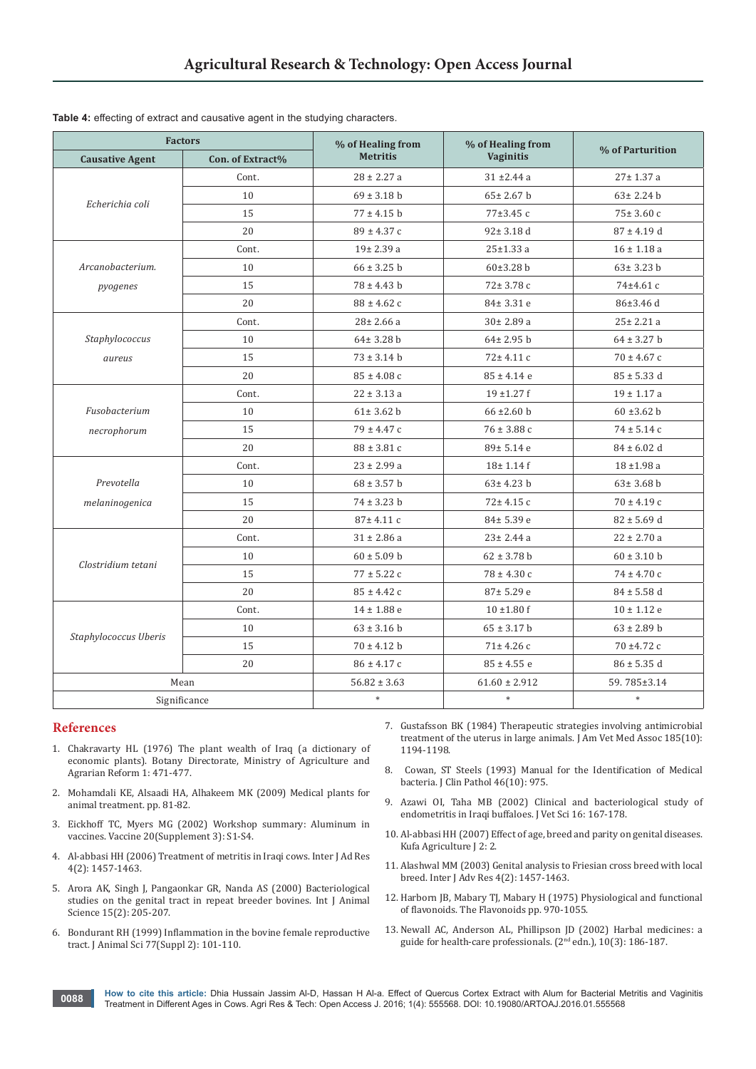**Table 4:** effecting of extract and causative agent in the studying characters.

| Factors | | % of Healing from Metritis | % of Healing from Vaginitis | % of Parturition |
|---|---|---|---|---|
| Causative Agent | Con. of Extract% | | | |
| *Echerichia coli* | Cont. | 28 ± 2.27 a | 31 ±2.44 a | 27± 1.37 a |
| | 10 | 69 ± 3.18 b | 65± 2.67 b | 63± 2.24 b |
| | 15 | 77 ± 4.15 b | 77±3.45 c | 75± 3.60 c |
| | 20 | 89 ± 4.37 c | 92± 3.18 d | 87 ± 4.19 d |
| *Arcanobacterium. pyogenes* | Cont. | 19± 2.39 a | 25±1.33 a | 16 ± 1.18 a |
| | 10 | 66 ± 3.25 b | 60±3.28 b | 63± 3.23 b |
| | 15 | 78 ± 4.43 b | 72± 3.78 c | 74±4.61 c |
| | 20 | 88 ± 4.62 c | 84± 3.31 e | 86±3.46 d |
| *Staphylococcus aureus* | Cont. | 28± 2.66 a | 30± 2.89 a | 25± 2.21 a |
| | 10 | 64± 3.28 b | 64± 2.95 b | 64 ± 3.27 b |
| | 15 | 73 ± 3.14 b | 72± 4.11 c | 70 ± 4.67 c |
| | 20 | 85 ± 4.08 c | 85 ± 4.14 e | 85 ± 5.33 d |
| *Fusobacterium necrophorum* | Cont. | 22 ± 3.13 a | 19 ±1.27 f | 19 ± 1.17 a |
| | 10 | 61± 3.62 b | 66 ±2.60 b | 60 ±3.62 b |
| | 15 | 79 ± 4.47 c | 76 ± 3.88 c | 74 ± 5.14 c |
| | 20 | 88 ± 3.81 c | 89± 5.14 e | 84 ± 6.02 d |
| *Prevotella melaninogenica* | Cont. | 23 ± 2.99 a | 18± 1.14 f | 18 ±1.98 a |
| | 10 | 68 ± 3.57 b | 63± 4.23 b | 63± 3.68 b |
| | 15 | 74 ± 3.23 b | 72± 4.15 c | 70 ± 4.19 c |
| | 20 | 87± 4.11 c | 84± 5.39 e | 82 ± 5.69 d |
| *Clostridium tetani* | Cont. | 31 ± 2.86 a | 23± 2.44 a | 22 ± 2.70 a |
| | 10 | 60 ± 5.09 b | 62 ± 3.78 b | 60 ± 3.10 b |
| | 15 | 77 ± 5.22 c | 78 ± 4.30 c | 74 ± 4.70 c |
| | 20 | 85 ± 4.42 c | 87± 5.29 e | 84 ± 5.58 d |
| *Staphylococcus Uberis* | Cont. | 14 ± 1.88 e | 10 ±1.80 f | 10 ± 1.12 e |
| | 10 | 63 ± 3.16 b | 65 ± 3.17 b | 63 ± 2.89 b |
| | 15 | 70 ± 4.12 b | 71± 4.26 c | 70 ±4.72 c |
| | 20 | 86 ± 4.17 c | 85 ± 4.55 e | 86 ± 5.35 d |
| Mean | | 56.82 ± 3.63 | 61.60 ± 2.912 | 59. 785±3.14 |
| Significance | | * | * | * |

## References

1. Chakravarty HL (1976) The plant wealth of Iraq (a dictionary of economic plants). Botany Directorate, Ministry of Agriculture and Agrarian Reform 1: 471-477.
2. Mohamdali KE, Alsaadi HA, Alhakeem MK (2009) Medical plants for animal treatment. pp. 81-82.
3. Eickhoff TC, Myers MG (2002) Workshop summary: Aluminum in vaccines. Vaccine 20(Supplement 3): S1-S4.
4. Al-abbasi HH (2006) Treatment of metritis in Iraqi cows. Inter J Ad Res 4(2): 1457-1463.
5. Arora AK, Singh J, Pangaonkar GR, Nanda AS (2000) Bacteriological studies on the genital tract in repeat breeder bovines. Int J Animal Science 15(2): 205-207.
6. Bondurant RH (1999) Inflammation in the bovine female reproductive tract. J Animal Sci 77(Suppl 2): 101-110.
7. Gustafsson BK (1984) Therapeutic strategies involving antimicrobial treatment of the uterus in large animals. J Am Vet Med Assoc 185(10): 1194-1198.
8. Cowan, ST Steels (1993) Manual for the Identification of Medical bacteria. J Clin Pathol 46(10): 975.
9. Azawi OI, Taha MB (2002) Clinical and bacteriological study of endometritis in Iraqi buffaloes. J Vet Sci 16: 167-178.
10. Al-abbasi HH (2007) Effect of age, breed and parity on genital diseases. Kufa Agriculture J 2: 2.
11. Alashwal MM (2003) Genital analysis to Friesian cross breed with local breed. Inter J Adv Res 4(2): 1457-1463.
12. Harborn JB, Mabary TJ, Mabary H (1975) Physiological and functional of flavonoids. The Flavonoids pp. 970-1055.
13. Newall AC, Anderson AL, Phillipson JD (2002) Harbal medicines: a guide for health-care professionals. (2nd edn.), 10(3): 186-187.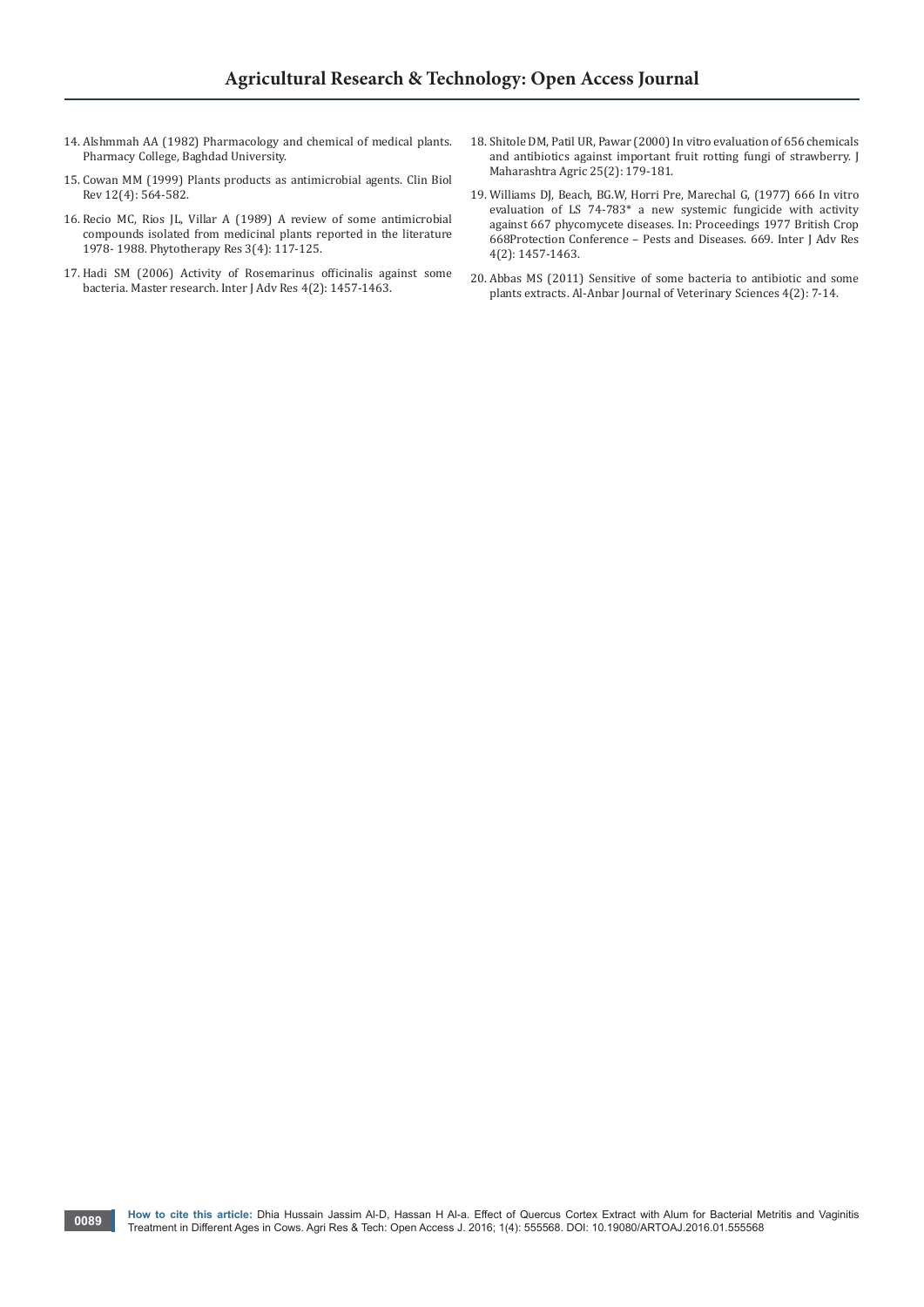14. Alshmmah AA (1982) Pharmacology and chemical of medical plants. Pharmacy College, Baghdad University.
15. Cowan MM (1999) Plants products as antimicrobial agents. Clin Biol Rev 12(4): 564-582.
16. Recio MC, Rios JL, Villar A (1989) A review of some antimicrobial compounds isolated from medicinal plants reported in the literature 1978- 1988. Phytotherapy Res 3(4): 117-125.
17. Hadi SM (2006) Activity of Rosemarinus officinalis against some bacteria. Master research. Inter J Adv Res 4(2): 1457-1463.
18. Shitole DM, Patil UR, Pawar (2000) In vitro evaluation of 656 chemicals and antibiotics against important fruit rotting fungi of strawberry. J Maharashtra Agric 25(2): 179-181.
19. Williams DJ, Beach, BG.W, Horri Pre, Marechal G, (1977) 666 In vitro evaluation of LS 74-783* a new systemic fungicide with activity against 667 phycomycete diseases. In: Proceedings 1977 British Crop 668Protection Conference – Pests and Diseases. 669. Inter J Adv Res 4(2): 1457-1463.
20. Abbas MS (2011) Sensitive of some bacteria to antibiotic and some plants extracts. Al-Anbar Journal of Veterinary Sciences 4(2): 7-14.